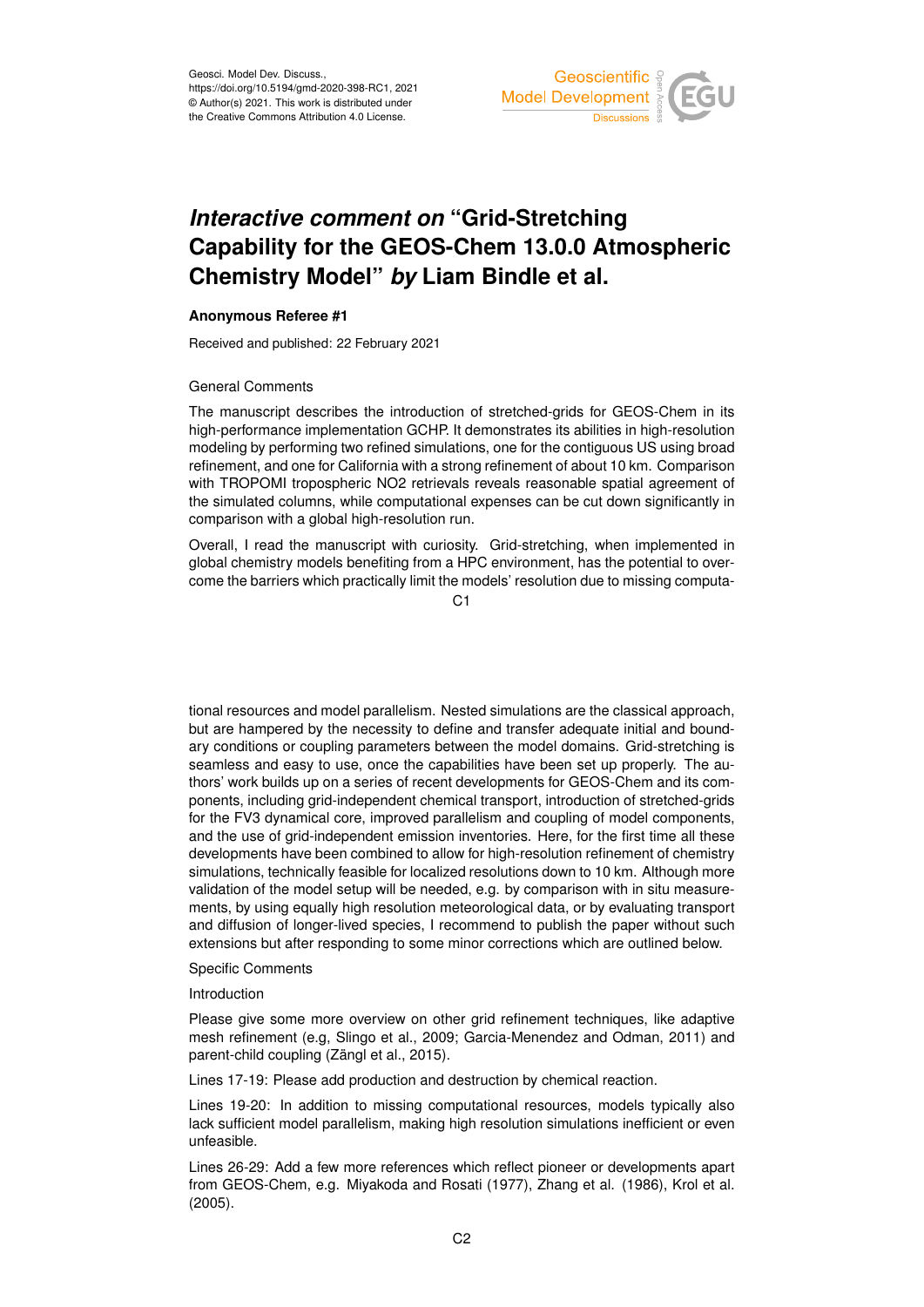Geosci. Model Dev. Discuss.,
https://doi.org/10.5194/gmd-2020-398-RC1, 2021
© Author(s) 2021. This work is distributed under the Creative Commons Attribution 4.0 License.

# *Interactive comment on* "Grid-Stretching Capability for the GEOS-Chem 13.0.0 Atmospheric Chemistry Model" *by* Liam Bindle et al.

**Anonymous Referee #1**

Received and published: 22 February 2021

General Comments

The manuscript describes the introduction of stretched-grids for GEOS-Chem in its high-performance implementation GCHP. It demonstrates its abilities in high-resolution modeling by performing two refined simulations, one for the contiguous US using broad refinement, and one for California with a strong refinement of about 10 km. Comparison with TROPOMI tropospheric NO2 retrievals reveals reasonable spatial agreement of the simulated columns, while computational expenses can be cut down significantly in comparison with a global high-resolution run.

Overall, I read the manuscript with curiosity. Grid-stretching, when implemented in global chemistry models benefiting from a HPC environment, has the potential to overcome the barriers which practically limit the models' resolution due to missing computational resources and model parallelism. Nested simulations are the classical approach, but are hampered by the necessity to define and transfer adequate initial and boundary conditions or coupling parameters between the model domains. Grid-stretching is seamless and easy to use, once the capabilities have been set up properly. The authors' work builds up on a series of recent developments for GEOS-Chem and its components, including grid-independent chemical transport, introduction of stretched-grids for the FV3 dynamical core, improved parallelism and coupling of model components, and the use of grid-independent emission inventories. Here, for the first time all these developments have been combined to allow for high-resolution refinement of chemistry simulations, technically feasible for localized resolutions down to 10 km. Although more validation of the model setup will be needed, e.g. by comparison with in situ measurements, by using equally high resolution meteorological data, or by evaluating transport and diffusion of longer-lived species, I recommend to publish the paper without such extensions but after responding to some minor corrections which are outlined below.

Specific Comments

Introduction

Please give some more overview on other grid refinement techniques, like adaptive mesh refinement (e.g, Slingo et al., 2009; Garcia-Menendez and Odman, 2011) and parent-child coupling (Zängl et al., 2015).

Lines 17-19: Please add production and destruction by chemical reaction.

Lines 19-20: In addition to missing computational resources, models typically also lack sufficient model parallelism, making high resolution simulations inefficient or even unfeasible.

Lines 26-29: Add a few more references which reflect pioneer or developments apart from GEOS-Chem, e.g. Miyakoda and Rosati (1977), Zhang et al. (1986), Krol et al. (2005).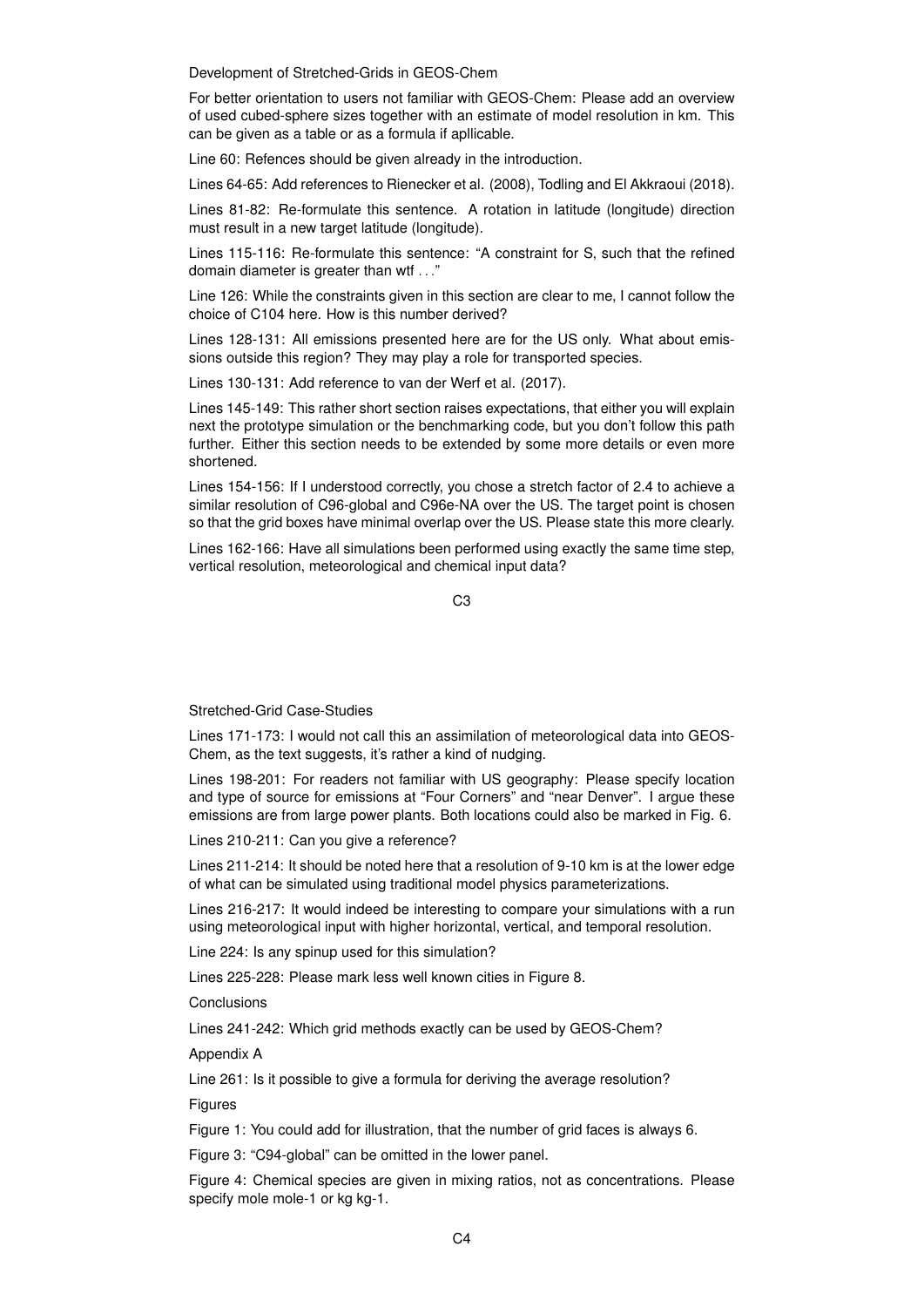Development of Stretched-Grids in GEOS-Chem

For better orientation to users not familiar with GEOS-Chem: Please add an overview of used cubed-sphere sizes together with an estimate of model resolution in km. This can be given as a table or as a formula if apllicable.

Line 60: Refences should be given already in the introduction.

Lines 64-65: Add references to Rienecker et al. (2008), Todling and El Akkraoui (2018).

Lines 81-82: Re-formulate this sentence. A rotation in latitude (longitude) direction must result in a new target latitude (longitude).

Lines 115-116: Re-formulate this sentence: "A constraint for S, such that the refined domain diameter is greater than wtf ..."

Line 126: While the constraints given in this section are clear to me, I cannot follow the choice of C104 here. How is this number derived?

Lines 128-131: All emissions presented here are for the US only. What about emissions outside this region? They may play a role for transported species.

Lines 130-131: Add reference to van der Werf et al. (2017).

Lines 145-149: This rather short section raises expectations, that either you will explain next the prototype simulation or the benchmarking code, but you don't follow this path further. Either this section needs to be extended by some more details or even more shortened.

Lines 154-156: If I understood correctly, you chose a stretch factor of 2.4 to achieve a similar resolution of C96-global and C96e-NA over the US. The target point is chosen so that the grid boxes have minimal overlap over the US. Please state this more clearly.

Lines 162-166: Have all simulations been performed using exactly the same time step, vertical resolution, meteorological and chemical input data?

Stretched-Grid Case-Studies

Lines 171-173: I would not call this an assimilation of meteorological data into GEOS-Chem, as the text suggests, it's rather a kind of nudging.

Lines 198-201: For readers not familiar with US geography: Please specify location and type of source for emissions at "Four Corners" and "near Denver". I argue these emissions are from large power plants. Both locations could also be marked in Fig. 6.

Lines 210-211: Can you give a reference?

Lines 211-214: It should be noted here that a resolution of 9-10 km is at the lower edge of what can be simulated using traditional model physics parameterizations.

Lines 216-217: It would indeed be interesting to compare your simulations with a run using meteorological input with higher horizontal, vertical, and temporal resolution.

Line 224: Is any spinup used for this simulation?

Lines 225-228: Please mark less well known cities in Figure 8.

Conclusions

Lines 241-242: Which grid methods exactly can be used by GEOS-Chem?

Appendix A

Line 261: Is it possible to give a formula for deriving the average resolution?

Figures

Figure 1: You could add for illustration, that the number of grid faces is always 6.

Figure 3: "C94-global" can be omitted in the lower panel.

Figure 4: Chemical species are given in mixing ratios, not as concentrations. Please specify mole mole-1 or kg kg-1.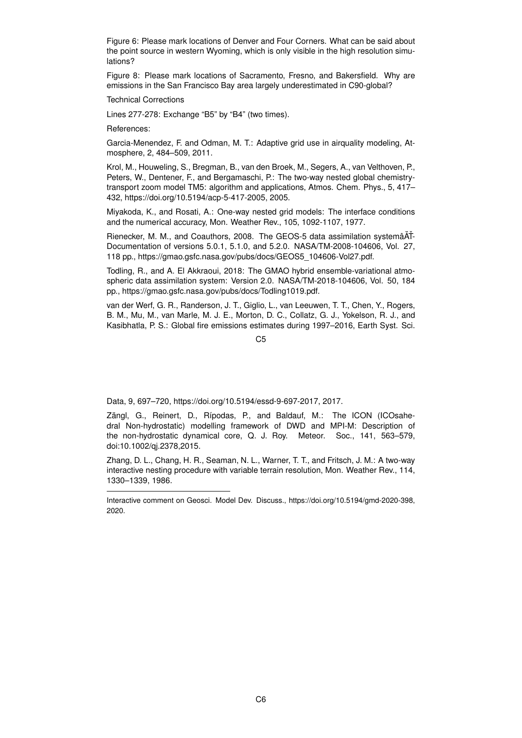Figure 6: Please mark locations of Denver and Four Corners. What can be said about the point source in western Wyoming, which is only visible in the high resolution simulations?

Figure 8: Please mark locations of Sacramento, Fresno, and Bakersfield. Why are emissions in the San Francisco Bay area largely underestimated in C90-global?

Technical Corrections

Lines 277-278: Exchange “B5” by “B4” (two times).

References:

Garcia-Menendez, F. and Odman, M. T.: Adaptive grid use in airquality modeling, Atmosphere, 2, 484–509, 2011.

Krol, M., Houweling, S., Bregman, B., van den Broek, M., Segers, A., van Velthoven, P., Peters, W., Dentener, F., and Bergamaschi, P.: The two-way nested global chemistry-transport zoom model TM5: algorithm and applications, Atmos. Chem. Phys., 5, 417–432, https://doi.org/10.5194/acp-5-417-2005, 2005.

Miyakoda, K., and Rosati, A.: One-way nested grid models: The interface conditions and the numerical accuracy, Mon. Weather Rev., 105, 1092-1107, 1977.

Rienecker, M. M., and Coauthors, 2008. The GEOS-5 data assimilation systemâĂŤ-Documentation of versions 5.0.1, 5.1.0, and 5.2.0. NASA/TM-2008-104606, Vol. 27, 118 pp., https://gmao.gsfc.nasa.gov/pubs/docs/GEOS5_104606-Vol27.pdf.

Todling, R., and A. El Akkraoui, 2018: The GMAO hybrid ensemble-variational atmospheric data assimilation system: Version 2.0. NASA/TM-2018-104606, Vol. 50, 184 pp., https://gmao.gsfc.nasa.gov/pubs/docs/Todling1019.pdf.

van der Werf, G. R., Randerson, J. T., Giglio, L., van Leeuwen, T. T., Chen, Y., Rogers, B. M., Mu, M., van Marle, M. J. E., Morton, D. C., Collatz, G. J., Yokelson, R. J., and Kasibhatla, P. S.: Global fire emissions estimates during 1997–2016, Earth Syst. Sci. Data, 9, 697–720, https://doi.org/10.5194/essd-9-697-2017, 2017.

Zängl, G., Reinert, D., Rípodas, P., and Baldauf, M.: The ICON (ICOsahedral Non-hydrostatic) modelling framework of DWD and MPI-M: Description of the non-hydrostatic dynamical core, Q. J. Roy. Meteor. Soc., 141, 563–579, doi:10.1002/qj.2378,2015.

Zhang, D. L., Chang, H. R., Seaman, N. L., Warner, T. T., and Fritsch, J. M.: A two-way interactive nesting procedure with variable terrain resolution, Mon. Weather Rev., 114, 1330–1339, 1986.

---

Interactive comment on Geosci. Model Dev. Discuss., https://doi.org/10.5194/gmd-2020-398, 2020.